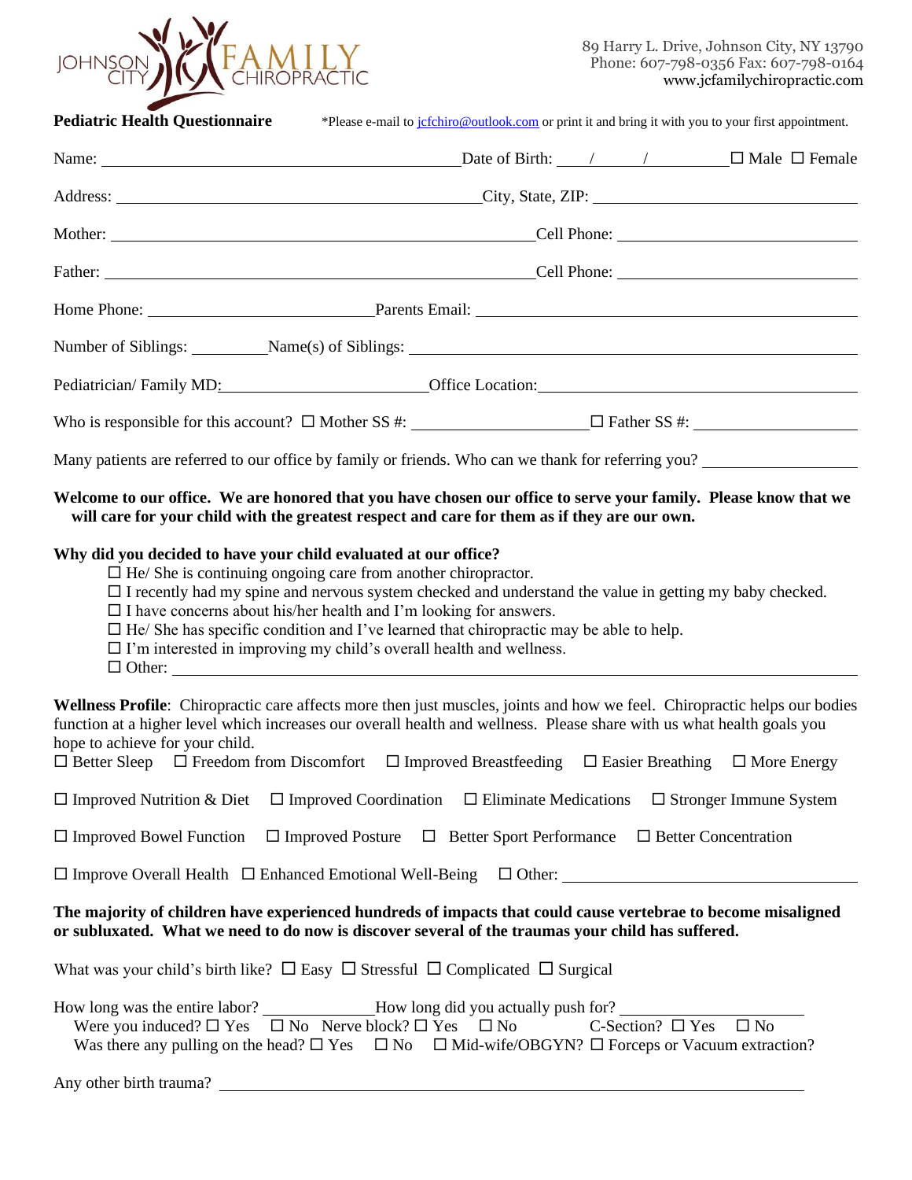JOHNSON CITY FAMILY CHIROPRACTIC

89 Harry L. Drive, Johnson City, NY 13790
Phone: 607-798-0356 Fax: 607-798-0164
www.jcfamilychiropractic.com

**Pediatric Health Questionnaire** *Please e-mail to jcfchiro@outlook.com or print it and bring it with you to your first appointment.

Name: ______________________ Date of Birth: ___/___/_____ ☐ Male ☐ Female

Address: ______________________ City, State, ZIP: ______________________

Mother: ______________________ Cell Phone: ______________________

Father: ______________________ Cell Phone: ______________________

Home Phone: ______________ Parents Email: ______________________

Number of Siblings: _______ Name(s) of Siblings: ______________________

Pediatrician/ Family MD: ______________ Office Location: ______________________

Who is responsible for this account? ☐ Mother SS #: ______________ ☐ Father SS #: ______________

Many patients are referred to our office by family or friends. Who can we thank for referring you? ______________

**Welcome to our office. We are honored that you have chosen our office to serve your family. Please know that we will care for your child with the greatest respect and care for them as if they are our own.**

**Why did you decided to have your child evaluated at our office?**

- ☐ He/ She is continuing ongoing care from another chiropractor.
- ☐ I recently had my spine and nervous system checked and understand the value in getting my baby checked.
- ☐ I have concerns about his/her health and I'm looking for answers.
- ☐ He/ She has specific condition and I've learned that chiropractic may be able to help.
- ☐ I'm interested in improving my child's overall health and wellness.
- ☐ Other: ______________________

**Wellness Profile**: Chiropractic care affects more then just muscles, joints and how we feel. Chiropractic helps our bodies function at a higher level which increases our overall health and wellness. Please share with us what health goals you hope to achieve for your child.

☐ Better Sleep ☐ Freedom from Discomfort ☐ Improved Breastfeeding ☐ Easier Breathing ☐ More Energy

☐ Improved Nutrition & Diet ☐ Improved Coordination ☐ Eliminate Medications ☐ Stronger Immune System

☐ Improved Bowel Function ☐ Improved Posture ☐ Better Sport Performance ☐ Better Concentration

☐ Improve Overall Health ☐ Enhanced Emotional Well-Being ☐ Other: ______________________

**The majority of children have experienced hundreds of impacts that could cause vertebrae to become misaligned or subluxated. What we need to do now is discover several of the traumas your child has suffered.**

What was your child's birth like? ☐ Easy ☐ Stressful ☐ Complicated ☐ Surgical

How long was the entire labor? __________ How long did you actually push for? ______________

Were you induced? ☐ Yes ☐ No Nerve block? ☐ Yes ☐ No C-Section? ☐ Yes ☐ No

Was there any pulling on the head? ☐ Yes ☐ No ☐ Mid-wife/OBGYN? ☐ Forceps or Vacuum extraction?

Any other birth trauma? ______________________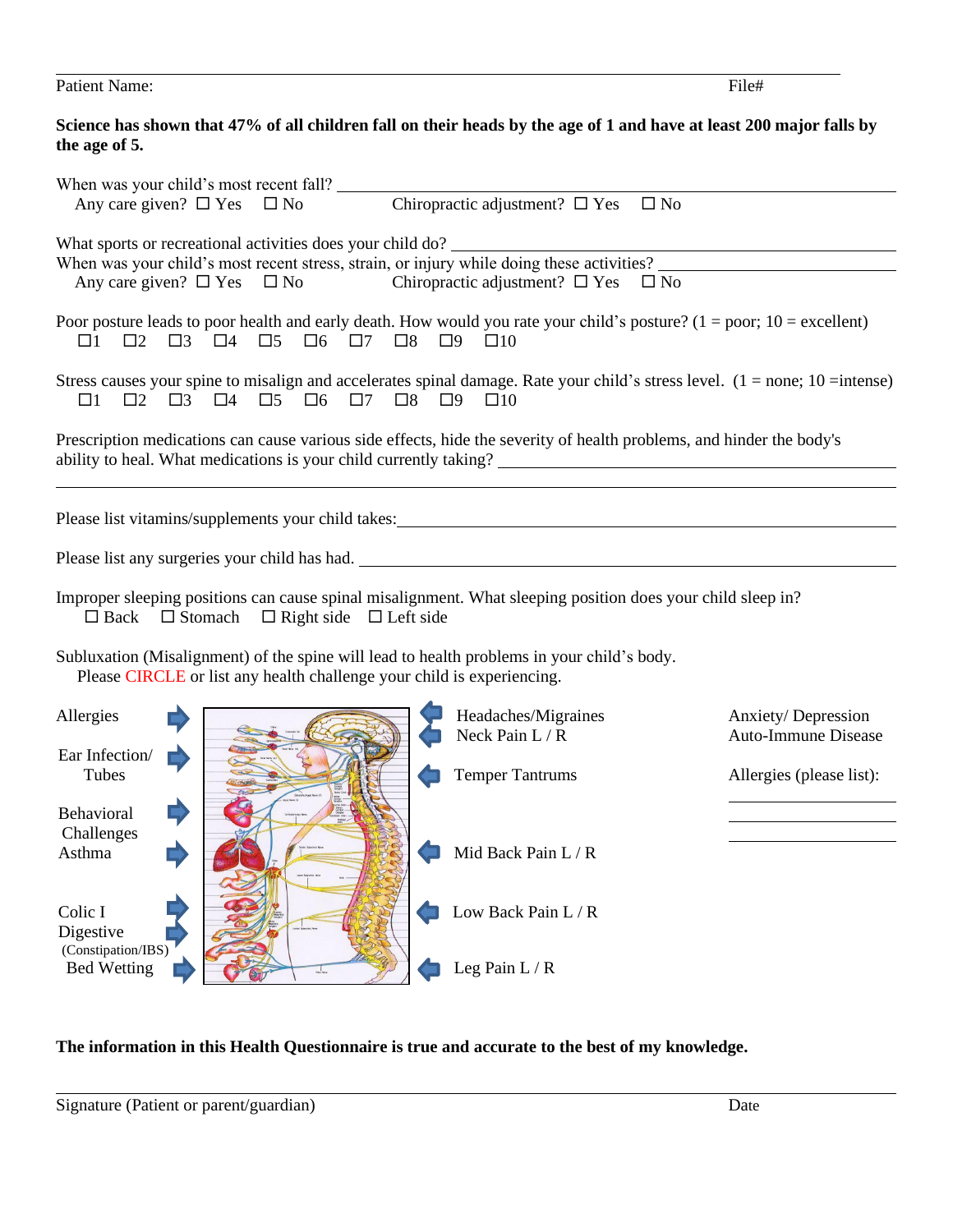Patient Name: File#

**Science has shown that 47% of all children fall on their heads by the age of 1 and have at least 200 major falls by the age of 5.**

When was your child's most recent fall? ______________________________

Any care given? ☐ Yes ☐ No Chiropractic adjustment? ☐ Yes ☐ No

What sports or recreational activities does your child do? ______________________________

When was your child's most recent stress, strain, or injury while doing these activities? ______________________________

Any care given? ☐ Yes ☐ No Chiropractic adjustment? ☐ Yes ☐ No

Poor posture leads to poor health and early death. How would you rate your child's posture? (1 = poor; 10 = excellent)

☐1 ☐2 ☐3 ☐4 ☐5 ☐6 ☐7 ☐8 ☐9 ☐10

Stress causes your spine to misalign and accelerates spinal damage. Rate your child's stress level. (1 = none; 10 =intense)

☐1 ☐2 ☐3 ☐4 ☐5 ☐6 ☐7 ☐8 ☐9 ☐10

Prescription medications can cause various side effects, hide the severity of health problems, and hinder the body's ability to heal. What medications is your child currently taking? ______________________________

______________________________

Please list vitamins/supplements your child takes: ______________________________

Please list any surgeries your child has had. ______________________________

Improper sleeping positions can cause spinal misalignment. What sleeping position does your child sleep in?

☐ Back ☐ Stomach ☐ Right side ☐ Left side

Subluxation (Misalignment) of the spine will lead to health problems in your child's body.

Please CIRCLE or list any health challenge your child is experiencing.

- Allergies
- Ear Infection/ Tubes
- Behavioral Challenges
- Asthma
- Colic I
- Digestive (Constipation/IBS)
- Bed Wetting
- Headaches/Migraines
- Neck Pain L / R
- Temper Tantrums
- Mid Back Pain L / R
- Low Back Pain L / R
- Leg Pain L / R
- Anxiety/ Depression
- Auto-Immune Disease
- Allergies (please list):

______________________________

______________________________

______________________________

**The information in this Health Questionnaire is true and accurate to the best of my knowledge.**

Signature (Patient or parent/guardian) Date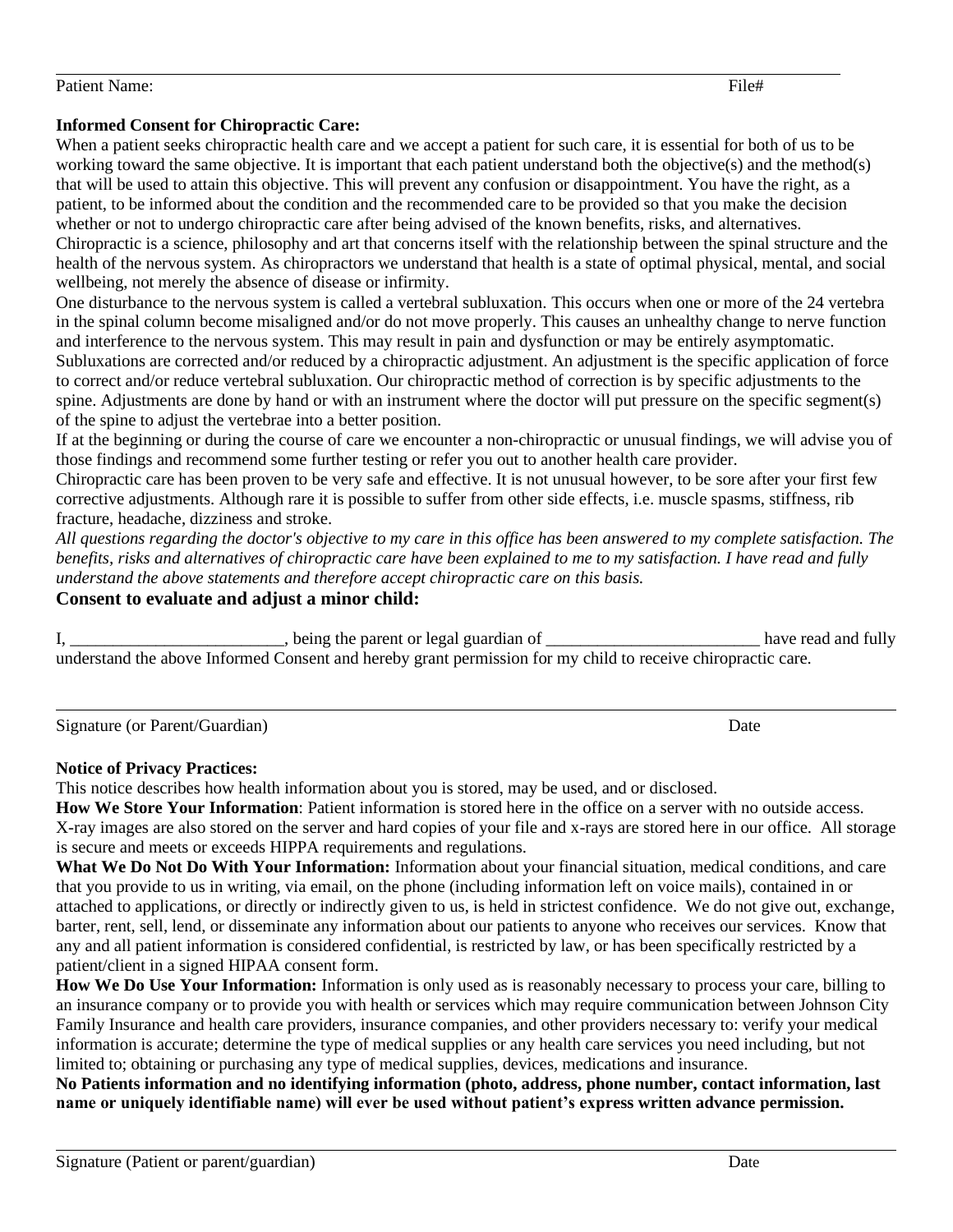Patient Name: File#

**Informed Consent for Chiropractic Care:**

When a patient seeks chiropractic health care and we accept a patient for such care, it is essential for both of us to be working toward the same objective. It is important that each patient understand both the objective(s) and the method(s) that will be used to attain this objective. This will prevent any confusion or disappointment. You have the right, as a patient, to be informed about the condition and the recommended care to be provided so that you make the decision whether or not to undergo chiropractic care after being advised of the known benefits, risks, and alternatives.

Chiropractic is a science, philosophy and art that concerns itself with the relationship between the spinal structure and the health of the nervous system. As chiropractors we understand that health is a state of optimal physical, mental, and social wellbeing, not merely the absence of disease or infirmity.

One disturbance to the nervous system is called a vertebral subluxation. This occurs when one or more of the 24 vertebra in the spinal column become misaligned and/or do not move properly. This causes an unhealthy change to nerve function and interference to the nervous system. This may result in pain and dysfunction or may be entirely asymptomatic.

Subluxations are corrected and/or reduced by a chiropractic adjustment. An adjustment is the specific application of force to correct and/or reduce vertebral subluxation. Our chiropractic method of correction is by specific adjustments to the spine. Adjustments are done by hand or with an instrument where the doctor will put pressure on the specific segment(s) of the spine to adjust the vertebrae into a better position.

If at the beginning or during the course of care we encounter a non-chiropractic or unusual findings, we will advise you of those findings and recommend some further testing or refer you out to another health care provider.

Chiropractic care has been proven to be very safe and effective. It is not unusual however, to be sore after your first few corrective adjustments. Although rare it is possible to suffer from other side effects, i.e. muscle spasms, stiffness, rib fracture, headache, dizziness and stroke.

*All questions regarding the doctor's objective to my care in this office has been answered to my complete satisfaction. The benefits, risks and alternatives of chiropractic care have been explained to me to my satisfaction. I have read and fully understand the above statements and therefore accept chiropractic care on this basis.*

**Consent to evaluate and adjust a minor child:**

I, _________________________, being the parent or legal guardian of _________________________ have read and fully understand the above Informed Consent and hereby grant permission for my child to receive chiropractic care.

Signature (or Parent/Guardian) Date

**Notice of Privacy Practices:**

This notice describes how health information about you is stored, may be used, and or disclosed.

**How We Store Your Information**: Patient information is stored here in the office on a server with no outside access. X-ray images are also stored on the server and hard copies of your file and x-rays are stored here in our office. All storage is secure and meets or exceeds HIPPA requirements and regulations.

**What We Do Not Do With Your Information:** Information about your financial situation, medical conditions, and care that you provide to us in writing, via email, on the phone (including information left on voice mails), contained in or attached to applications, or directly or indirectly given to us, is held in strictest confidence. We do not give out, exchange, barter, rent, sell, lend, or disseminate any information about our patients to anyone who receives our services. Know that any and all patient information is considered confidential, is restricted by law, or has been specifically restricted by a patient/client in a signed HIPAA consent form.

**How We Do Use Your Information:** Information is only used as is reasonably necessary to process your care, billing to an insurance company or to provide you with health or services which may require communication between Johnson City Family Insurance and health care providers, insurance companies, and other providers necessary to: verify your medical information is accurate; determine the type of medical supplies or any health care services you need including, but not limited to; obtaining or purchasing any type of medical supplies, devices, medications and insurance.

**No Patients information and no identifying information (photo, address, phone number, contact information, last name or uniquely identifiable name) will ever be used without patient's express written advance permission.**

Signature (Patient or parent/guardian) Date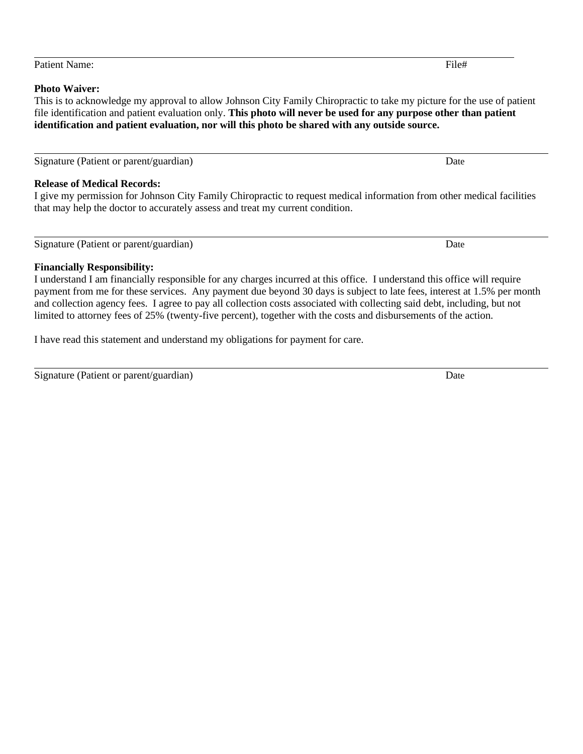Patient Name: File#

**Photo Waiver:**
This is to acknowledge my approval to allow Johnson City Family Chiropractic to take my picture for the use of patient file identification and patient evaluation only. **This photo will never be used for any purpose other than patient identification and patient evaluation, nor will this photo be shared with any outside source.**

Signature (Patient or parent/guardian) Date

**Release of Medical Records:**
I give my permission for Johnson City Family Chiropractic to request medical information from other medical facilities that may help the doctor to accurately assess and treat my current condition.

Signature (Patient or parent/guardian) Date

**Financially Responsibility:**
I understand I am financially responsible for any charges incurred at this office. I understand this office will require payment from me for these services. Any payment due beyond 30 days is subject to late fees, interest at 1.5% per month and collection agency fees. I agree to pay all collection costs associated with collecting said debt, including, but not limited to attorney fees of 25% (twenty-five percent), together with the costs and disbursements of the action.

I have read this statement and understand my obligations for payment for care.

Signature (Patient or parent/guardian) Date